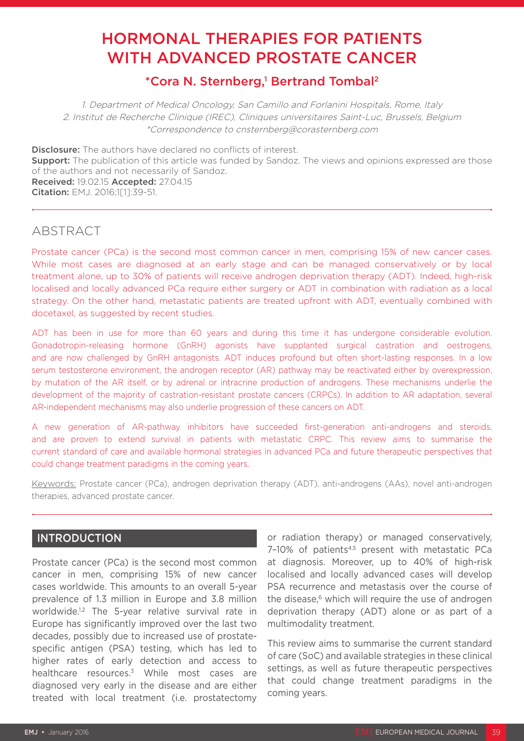# HORMONAL THERAPIES FOR PATIENTS WITH ADVANCED PROSTATE CANCER

## *Cora N. Sternberg,[1] Bertrand Tombal[2]

*1. Department of Medical Oncology, San Camillo and Forlanini Hospitals, Rome, Italy*
*2. Institut de Recherche Clinique (IREC), Cliniques universitaires Saint-Luc, Brussels, Belgium*
*\*Correspondence to cnsternberg@corasternberg.com*

**Disclosure:** The authors have declared no conflicts of interest.
**Support:** The publication of this article was funded by Sandoz. The views and opinions expressed are those of the authors and not necessarily of Sandoz.
**Received:** 19.02.15 **Accepted:** 27.04.15
**Citation:** EMJ. 2016;1[1]:39-51.

## ABSTRACT

Prostate cancer (PCa) is the second most common cancer in men, comprising 15% of new cancer cases. While most cases are diagnosed at an early stage and can be managed conservatively or by local treatment alone, up to 30% of patients will receive androgen deprivation therapy (ADT). Indeed, high-risk localised and locally advanced PCa require either surgery or ADT in combination with radiation as a local strategy. On the other hand, metastatic patients are treated upfront with ADT, eventually combined with docetaxel, as suggested by recent studies.

ADT has been in use for more than 60 years and during this time it has undergone considerable evolution. Gonadotropin-releasing hormone (GnRH) agonists have supplanted surgical castration and oestrogens, and are now challenged by GnRH antagonists. ADT induces profound but often short-lasting responses. In a low serum testosterone environment, the androgen receptor (AR) pathway may be reactivated either by overexpression, by mutation of the AR itself, or by adrenal or intracrine production of androgens. These mechanisms underlie the development of the majority of castration-resistant prostate cancers (CRPCs). In addition to AR adaptation, several AR-independent mechanisms may also underlie progression of these cancers on ADT.

A new generation of AR-pathway inhibitors have succeeded first-generation anti-androgens and steroids, and are proven to extend survival in patients with metastatic CRPC. This review aims to summarise the current standard of care and available hormonal strategies in advanced PCa and future therapeutic perspectives that could change treatment paradigms in the coming years.

Keywords: Prostate cancer (PCa), androgen deprivation therapy (ADT), anti-androgens (AAs), novel anti-androgen therapies, advanced prostate cancer.

## INTRODUCTION

Prostate cancer (PCa) is the second most common cancer in men, comprising 15% of new cancer cases worldwide. This amounts to an overall 5-year prevalence of 1.3 million in Europe and 3.8 million worldwide.[1,2] The 5-year relative survival rate in Europe has significantly improved over the last two decades, possibly due to increased use of prostate-specific antigen (PSA) testing, which has led to higher rates of early detection and access to healthcare resources.[3] While most cases are diagnosed very early in the disease and are either treated with local treatment (i.e. prostatectomy or radiation therapy) or managed conservatively, 7–10% of patients[4,5] present with metastatic PCa at diagnosis. Moreover, up to 40% of high-risk localised and locally advanced cases will develop PSA recurrence and metastasis over the course of the disease,[6] which will require the use of androgen deprivation therapy (ADT) alone or as part of a multimodality treatment.

This review aims to summarise the current standard of care (SoC) and available strategies in these clinical settings, as well as future therapeutic perspectives that could change treatment paradigms in the coming years.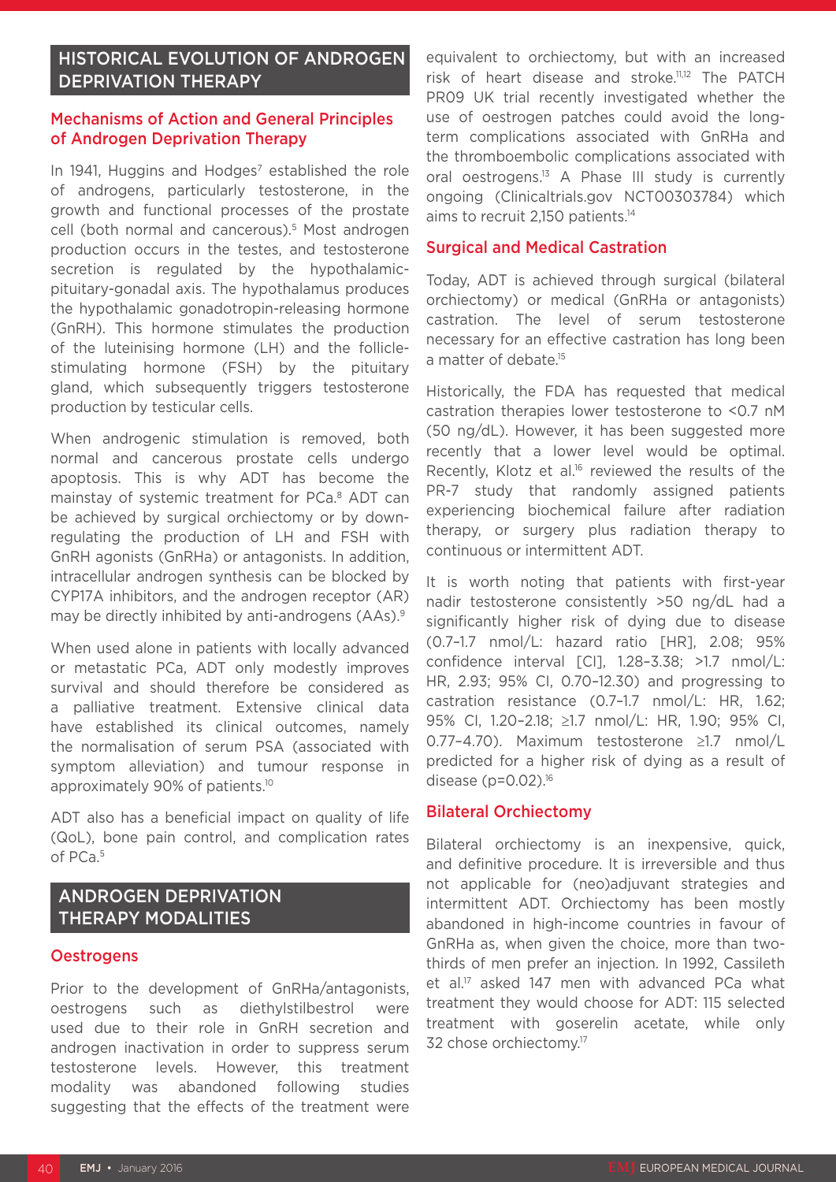## HISTORICAL EVOLUTION OF ANDROGEN DEPRIVATION THERAPY

### Mechanisms of Action and General Principles of Androgen Deprivation Therapy

In 1941, Huggins and Hodges[7] established the role of androgens, particularly testosterone, in the growth and functional processes of the prostate cell (both normal and cancerous).[5] Most androgen production occurs in the testes, and testosterone secretion is regulated by the hypothalamic-pituitary-gonadal axis. The hypothalamus produces the hypothalamic gonadotropin-releasing hormone (GnRH). This hormone stimulates the production of the luteinising hormone (LH) and the follicle-stimulating hormone (FSH) by the pituitary gland, which subsequently triggers testosterone production by testicular cells.

When androgenic stimulation is removed, both normal and cancerous prostate cells undergo apoptosis. This is why ADT has become the mainstay of systemic treatment for PCa.[8] ADT can be achieved by surgical orchiectomy or by down-regulating the production of LH and FSH with GnRH agonists (GnRHa) or antagonists. In addition, intracellular androgen synthesis can be blocked by CYP17A inhibitors, and the androgen receptor (AR) may be directly inhibited by anti-androgens (AAs).[9]

When used alone in patients with locally advanced or metastatic PCa, ADT only modestly improves survival and should therefore be considered as a palliative treatment. Extensive clinical data have established its clinical outcomes, namely the normalisation of serum PSA (associated with symptom alleviation) and tumour response in approximately 90% of patients.[10]

ADT also has a beneficial impact on quality of life (QoL), bone pain control, and complication rates of PCa.[5]

## ANDROGEN DEPRIVATION THERAPY MODALITIES

### Oestrogens

Prior to the development of GnRHa/antagonists, oestrogens such as diethylstilbestrol were used due to their role in GnRH secretion and androgen inactivation in order to suppress serum testosterone levels. However, this treatment modality was abandoned following studies suggesting that the effects of the treatment were equivalent to orchiectomy, but with an increased risk of heart disease and stroke.[11,12] The PATCH PR09 UK trial recently investigated whether the use of oestrogen patches could avoid the long-term complications associated with GnRHa and the thromboembolic complications associated with oral oestrogens.[13] A Phase III study is currently ongoing (Clinicaltrials.gov NCT00303784) which aims to recruit 2,150 patients.[14]

### Surgical and Medical Castration

Today, ADT is achieved through surgical (bilateral orchiectomy) or medical (GnRHa or antagonists) castration. The level of serum testosterone necessary for an effective castration has long been a matter of debate.[15]

Historically, the FDA has requested that medical castration therapies lower testosterone to <0.7 nM (50 ng/dL). However, it has been suggested more recently that a lower level would be optimal. Recently, Klotz et al.[16] reviewed the results of the PR-7 study that randomly assigned patients experiencing biochemical failure after radiation therapy, or surgery plus radiation therapy to continuous or intermittent ADT.

It is worth noting that patients with first-year nadir testosterone consistently >50 ng/dL had a significantly higher risk of dying due to disease (0.7–1.7 nmol/L: hazard ratio [HR], 2.08; 95% confidence interval [CI], 1.28–3.38; >1.7 nmol/L: HR, 2.93; 95% CI, 0.70–12.30) and progressing to castration resistance (0.7–1.7 nmol/L: HR, 1.62; 95% CI, 1.20–2.18; ≥1.7 nmol/L: HR, 1.90; 95% CI, 0.77–4.70). Maximum testosterone ≥1.7 nmol/L predicted for a higher risk of dying as a result of disease ($p=0.02$).[16]

### Bilateral Orchiectomy

Bilateral orchiectomy is an inexpensive, quick, and definitive procedure. It is irreversible and thus not applicable for (neo)adjuvant strategies and intermittent ADT. Orchiectomy has been mostly abandoned in high-income countries in favour of GnRHa as, when given the choice, more than two-thirds of men prefer an injection. In 1992, Cassileth et al.[17] asked 147 men with advanced PCa what treatment they would choose for ADT: 115 selected treatment with goserelin acetate, while only 32 chose orchiectomy.[17]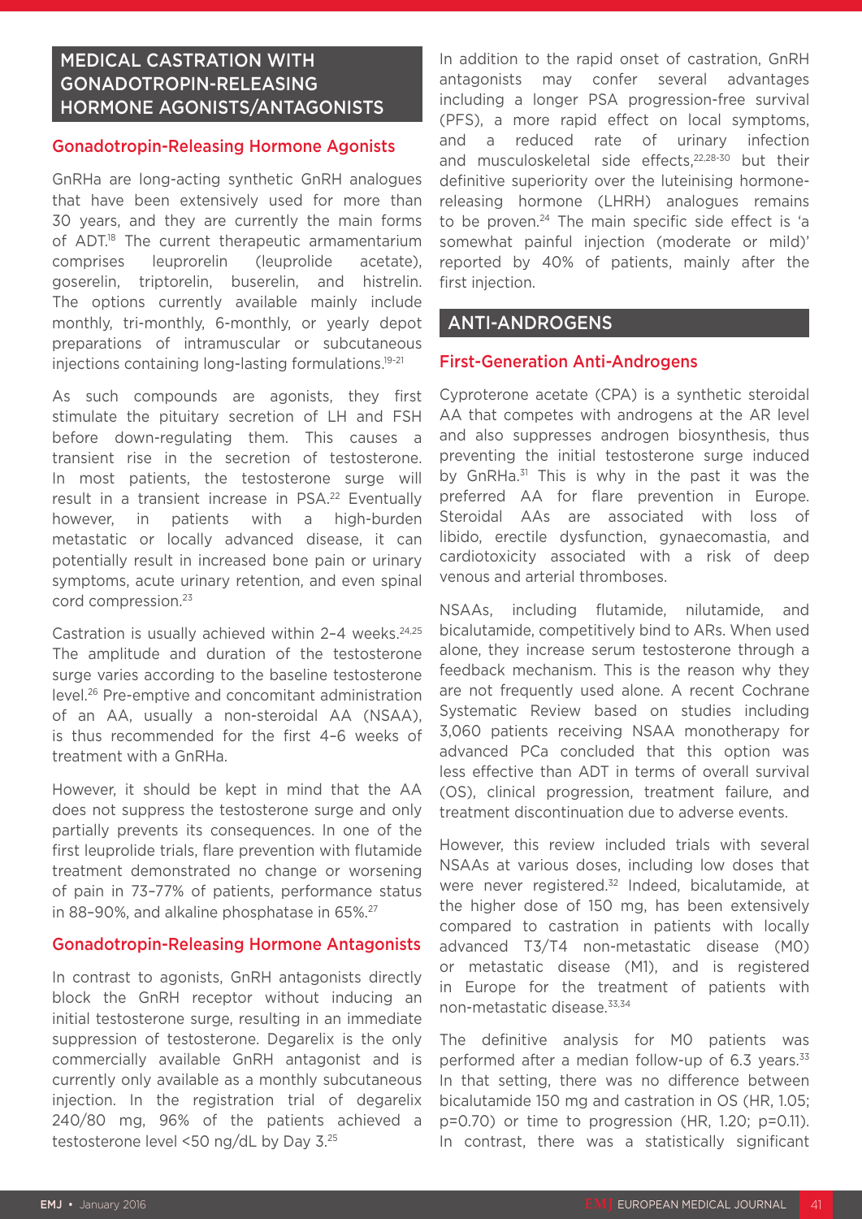## MEDICAL CASTRATION WITH GONADOTROPIN-RELEASING HORMONE AGONISTS/ANTAGONISTS

### Gonadotropin-Releasing Hormone Agonists

GnRHa are long-acting synthetic GnRH analogues that have been extensively used for more than 30 years, and they are currently the main forms of ADT.[18] The current therapeutic armamentarium comprises leuprorelin (leuprolide acetate), goserelin, triptorelin, buserelin, and histrelin. The options currently available mainly include monthly, tri-monthly, 6-monthly, or yearly depot preparations of intramuscular or subcutaneous injections containing long-lasting formulations.[19-21]

As such compounds are agonists, they first stimulate the pituitary secretion of LH and FSH before down-regulating them. This causes a transient rise in the secretion of testosterone. In most patients, the testosterone surge will result in a transient increase in PSA.[22] Eventually however, in patients with a high-burden metastatic or locally advanced disease, it can potentially result in increased bone pain or urinary symptoms, acute urinary retention, and even spinal cord compression.[23]

Castration is usually achieved within 2–4 weeks.[24,25] The amplitude and duration of the testosterone surge varies according to the baseline testosterone level.[26] Pre-emptive and concomitant administration of an AA, usually a non-steroidal AA (NSAA), is thus recommended for the first 4–6 weeks of treatment with a GnRHa.

However, it should be kept in mind that the AA does not suppress the testosterone surge and only partially prevents its consequences. In one of the first leuprolide trials, flare prevention with flutamide treatment demonstrated no change or worsening of pain in 73–77% of patients, performance status in 88–90%, and alkaline phosphatase in 65%.[27]

### Gonadotropin-Releasing Hormone Antagonists

In contrast to agonists, GnRH antagonists directly block the GnRH receptor without inducing an initial testosterone surge, resulting in an immediate suppression of testosterone. Degarelix is the only commercially available GnRH antagonist and is currently only available as a monthly subcutaneous injection. In the registration trial of degarelix 240/80 mg, 96% of the patients achieved a testosterone level <50 ng/dL by Day 3.[25]

In addition to the rapid onset of castration, GnRH antagonists may confer several advantages including a longer PSA progression-free survival (PFS), a more rapid effect on local symptoms, and a reduced rate of urinary infection and musculoskeletal side effects,[22,28-30] but their definitive superiority over the luteinising hormone-releasing hormone (LHRH) analogues remains to be proven.[24] The main specific side effect is 'a somewhat painful injection (moderate or mild)' reported by 40% of patients, mainly after the first injection.

## ANTI-ANDROGENS

### First-Generation Anti-Androgens

Cyproterone acetate (CPA) is a synthetic steroidal AA that competes with androgens at the AR level and also suppresses androgen biosynthesis, thus preventing the initial testosterone surge induced by GnRHa.[31] This is why in the past it was the preferred AA for flare prevention in Europe. Steroidal AAs are associated with loss of libido, erectile dysfunction, gynaecomastia, and cardiotoxicity associated with a risk of deep venous and arterial thromboses.

NSAAs, including flutamide, nilutamide, and bicalutamide, competitively bind to ARs. When used alone, they increase serum testosterone through a feedback mechanism. This is the reason why they are not frequently used alone. A recent Cochrane Systematic Review based on studies including 3,060 patients receiving NSAA monotherapy for advanced PCa concluded that this option was less effective than ADT in terms of overall survival (OS), clinical progression, treatment failure, and treatment discontinuation due to adverse events.

However, this review included trials with several NSAAs at various doses, including low doses that were never registered.[32] Indeed, bicalutamide, at the higher dose of 150 mg, has been extensively compared to castration in patients with locally advanced T3/T4 non-metastatic disease (M0) or metastatic disease (M1), and is registered in Europe for the treatment of patients with non-metastatic disease.[33,34]

The definitive analysis for M0 patients was performed after a median follow-up of 6.3 years.[33] In that setting, there was no difference between bicalutamide 150 mg and castration in OS (HR, 1.05; $p=0.70$) or time to progression (HR, 1.20; $p=0.11$). In contrast, there was a statistically significant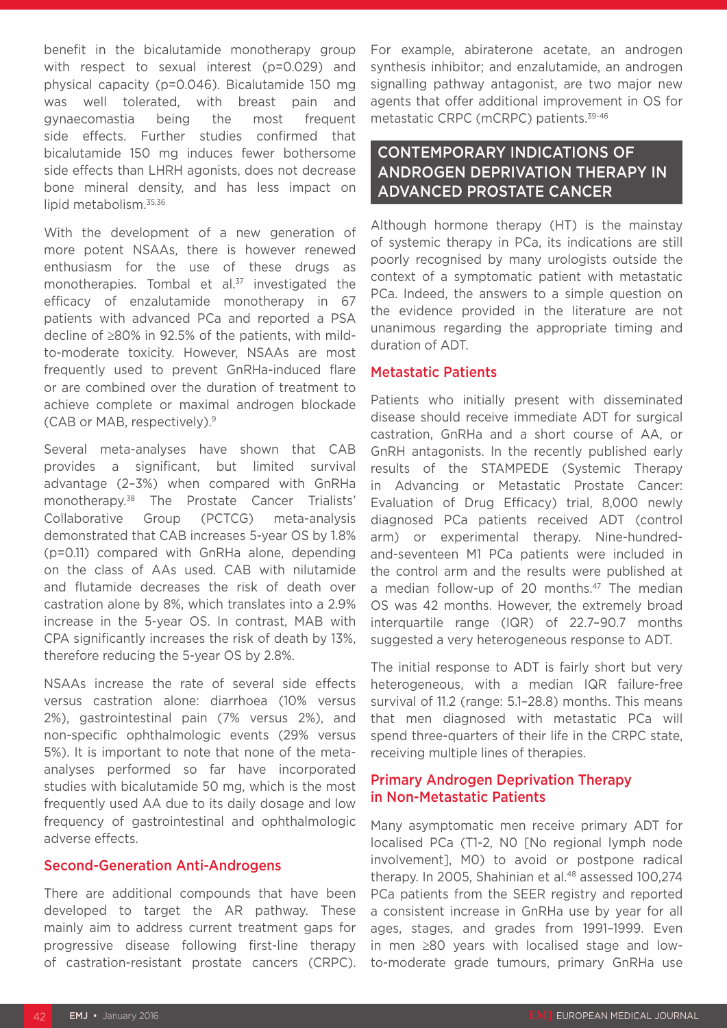benefit in the bicalutamide monotherapy group with respect to sexual interest (p=0.029) and physical capacity (p=0.046). Bicalutamide 150 mg was well tolerated, with breast pain and gynaecomastia being the most frequent side effects. Further studies confirmed that bicalutamide 150 mg induces fewer bothersome side effects than LHRH agonists, does not decrease bone mineral density, and has less impact on lipid metabolism.[35,36]

With the development of a new generation of more potent NSAAs, there is however renewed enthusiasm for the use of these drugs as monotherapies. Tombal et al.[37] investigated the efficacy of enzalutamide monotherapy in 67 patients with advanced PCa and reported a PSA decline of ≥80% in 92.5% of the patients, with mild-to-moderate toxicity. However, NSAAs are most frequently used to prevent GnRHa-induced flare or are combined over the duration of treatment to achieve complete or maximal androgen blockade (CAB or MAB, respectively).[9]

Several meta-analyses have shown that CAB provides a significant, but limited survival advantage (2–3%) when compared with GnRHa monotherapy.[38] The Prostate Cancer Trialists' Collaborative Group (PCTCG) meta-analysis demonstrated that CAB increases 5-year OS by 1.8% (p=0.11) compared with GnRHa alone, depending on the class of AAs used. CAB with nilutamide and flutamide decreases the risk of death over castration alone by 8%, which translates into a 2.9% increase in the 5-year OS. In contrast, MAB with CPA significantly increases the risk of death by 13%, therefore reducing the 5-year OS by 2.8%.

NSAAs increase the rate of several side effects versus castration alone: diarrhoea (10% versus 2%), gastrointestinal pain (7% versus 2%), and non-specific ophthalmologic events (29% versus 5%). It is important to note that none of the meta-analyses performed so far have incorporated studies with bicalutamide 50 mg, which is the most frequently used AA due to its daily dosage and low frequency of gastrointestinal and ophthalmologic adverse effects.

### Second-Generation Anti-Androgens

There are additional compounds that have been developed to target the AR pathway. These mainly aim to address current treatment gaps for progressive disease following first-line therapy of castration-resistant prostate cancers (CRPC). For example, abiraterone acetate, an androgen synthesis inhibitor; and enzalutamide, an androgen signalling pathway antagonist, are two major new agents that offer additional improvement in OS for metastatic CRPC (mCRPC) patients.[39-46]

## CONTEMPORARY INDICATIONS OF ANDROGEN DEPRIVATION THERAPY IN ADVANCED PROSTATE CANCER

Although hormone therapy (HT) is the mainstay of systemic therapy in PCa, its indications are still poorly recognised by many urologists outside the context of a symptomatic patient with metastatic PCa. Indeed, the answers to a simple question on the evidence provided in the literature are not unanimous regarding the appropriate timing and duration of ADT.

### Metastatic Patients

Patients who initially present with disseminated disease should receive immediate ADT for surgical castration, GnRHa and a short course of AA, or GnRH antagonists. In the recently published early results of the STAMPEDE (Systemic Therapy in Advancing or Metastatic Prostate Cancer: Evaluation of Drug Efficacy) trial, 8,000 newly diagnosed PCa patients received ADT (control arm) or experimental therapy. Nine-hundred-and-seventeen M1 PCa patients were included in the control arm and the results were published at a median follow-up of 20 months.[47] The median OS was 42 months. However, the extremely broad interquartile range (IQR) of 22.7–90.7 months suggested a very heterogeneous response to ADT.

The initial response to ADT is fairly short but very heterogeneous, with a median IQR failure-free survival of 11.2 (range: 5.1–28.8) months. This means that men diagnosed with metastatic PCa will spend three-quarters of their life in the CRPC state, receiving multiple lines of therapies.

### Primary Androgen Deprivation Therapy in Non-Metastatic Patients

Many asymptomatic men receive primary ADT for localised PCa (T1-2, N0 [No regional lymph node involvement], M0) to avoid or postpone radical therapy. In 2005, Shahinian et al.[48] assessed 100,274 PCa patients from the SEER registry and reported a consistent increase in GnRHa use by year for all ages, stages, and grades from 1991–1999. Even in men ≥80 years with localised stage and low-to-moderate grade tumours, primary GnRHa use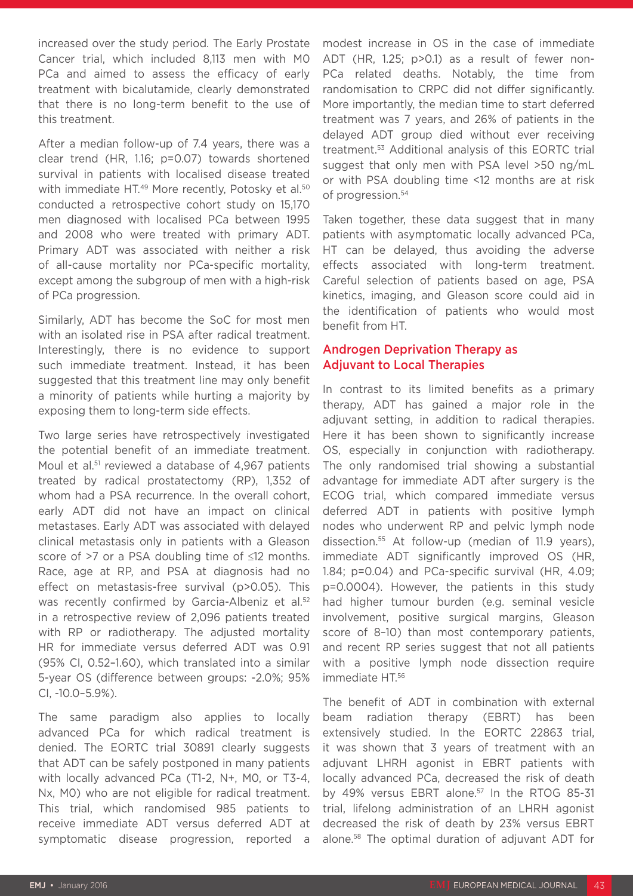increased over the study period. The Early Prostate Cancer trial, which included 8,113 men with M0 PCa and aimed to assess the efficacy of early treatment with bicalutamide, clearly demonstrated that there is no long-term benefit to the use of this treatment.

After a median follow-up of 7.4 years, there was a clear trend (HR, 1.16; p=0.07) towards shortened survival in patients with localised disease treated with immediate HT.[49] More recently, Potosky et al.[50] conducted a retrospective cohort study on 15,170 men diagnosed with localised PCa between 1995 and 2008 who were treated with primary ADT. Primary ADT was associated with neither a risk of all-cause mortality nor PCa-specific mortality, except among the subgroup of men with a high-risk of PCa progression.

Similarly, ADT has become the SoC for most men with an isolated rise in PSA after radical treatment. Interestingly, there is no evidence to support such immediate treatment. Instead, it has been suggested that this treatment line may only benefit a minority of patients while hurting a majority by exposing them to long-term side effects.

Two large series have retrospectively investigated the potential benefit of an immediate treatment. Moul et al.[51] reviewed a database of 4,967 patients treated by radical prostatectomy (RP), 1,352 of whom had a PSA recurrence. In the overall cohort, early ADT did not have an impact on clinical metastases. Early ADT was associated with delayed clinical metastasis only in patients with a Gleason score of >7 or a PSA doubling time of ≤12 months. Race, age at RP, and PSA at diagnosis had no effect on metastasis-free survival (p>0.05). This was recently confirmed by Garcia-Albeniz et al.[52] in a retrospective review of 2,096 patients treated with RP or radiotherapy. The adjusted mortality HR for immediate versus deferred ADT was 0.91 (95% CI, 0.52–1.60), which translated into a similar 5-year OS (difference between groups: -2.0%; 95% CI, -10.0–5.9%).

The same paradigm also applies to locally advanced PCa for which radical treatment is denied. The EORTC trial 30891 clearly suggests that ADT can be safely postponed in many patients with locally advanced PCa (T1-2, N+, M0, or T3-4, Nx, M0) who are not eligible for radical treatment. This trial, which randomised 985 patients to receive immediate ADT versus deferred ADT at symptomatic disease progression, reported a modest increase in OS in the case of immediate ADT (HR, 1.25; p>0.1) as a result of fewer non-PCa related deaths. Notably, the time from randomisation to CRPC did not differ significantly. More importantly, the median time to start deferred treatment was 7 years, and 26% of patients in the delayed ADT group died without ever receiving treatment.[53] Additional analysis of this EORTC trial suggest that only men with PSA level >50 ng/mL or with PSA doubling time <12 months are at risk of progression.[54]

Taken together, these data suggest that in many patients with asymptomatic locally advanced PCa, HT can be delayed, thus avoiding the adverse effects associated with long-term treatment. Careful selection of patients based on age, PSA kinetics, imaging, and Gleason score could aid in the identification of patients who would most benefit from HT.

## Androgen Deprivation Therapy as Adjuvant to Local Therapies

In contrast to its limited benefits as a primary therapy, ADT has gained a major role in the adjuvant setting, in addition to radical therapies. Here it has been shown to significantly increase OS, especially in conjunction with radiotherapy. The only randomised trial showing a substantial advantage for immediate ADT after surgery is the ECOG trial, which compared immediate versus deferred ADT in patients with positive lymph nodes who underwent RP and pelvic lymph node dissection.[55] At follow-up (median of 11.9 years), immediate ADT significantly improved OS (HR, 1.84; p=0.04) and PCa-specific survival (HR, 4.09; p=0.0004). However, the patients in this study had higher tumour burden (e.g. seminal vesicle involvement, positive surgical margins, Gleason score of 8–10) than most contemporary patients, and recent RP series suggest that not all patients with a positive lymph node dissection require immediate HT.[56]

The benefit of ADT in combination with external beam radiation therapy (EBRT) has been extensively studied. In the EORTC 22863 trial, it was shown that 3 years of treatment with an adjuvant LHRH agonist in EBRT patients with locally advanced PCa, decreased the risk of death by 49% versus EBRT alone.[57] In the RTOG 85-31 trial, lifelong administration of an LHRH agonist decreased the risk of death by 23% versus EBRT alone.[58] The optimal duration of adjuvant ADT for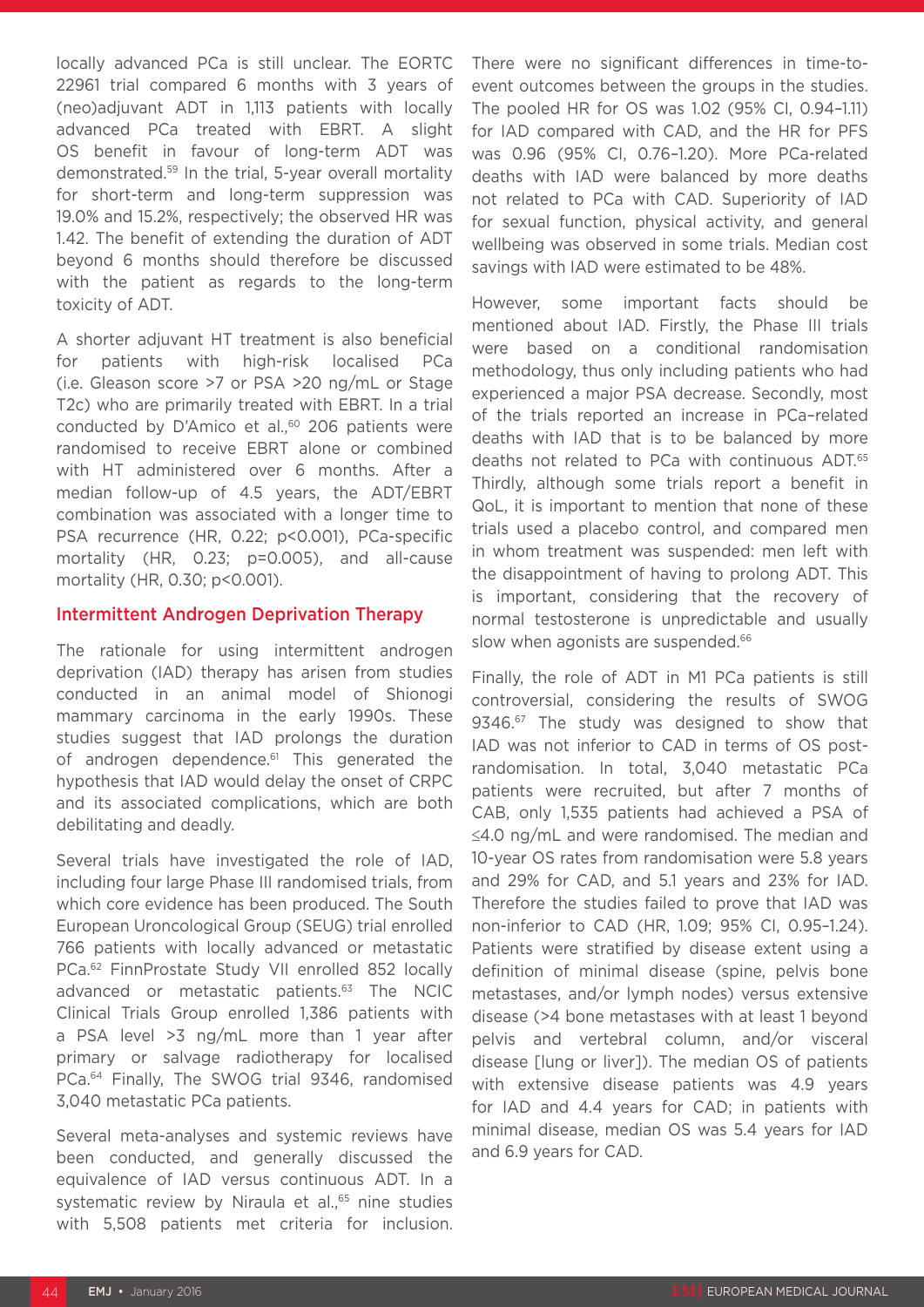locally advanced PCa is still unclear. The EORTC 22961 trial compared 6 months with 3 years of (neo)adjuvant ADT in 1,113 patients with locally advanced PCa treated with EBRT. A slight OS benefit in favour of long-term ADT was demonstrated.[59] In the trial, 5-year overall mortality for short-term and long-term suppression was 19.0% and 15.2%, respectively; the observed HR was 1.42. The benefit of extending the duration of ADT beyond 6 months should therefore be discussed with the patient as regards to the long-term toxicity of ADT.

A shorter adjuvant HT treatment is also beneficial for patients with high-risk localised PCa (i.e. Gleason score >7 or PSA >20 ng/mL or Stage T2c) who are primarily treated with EBRT. In a trial conducted by D'Amico et al.,[60] 206 patients were randomised to receive EBRT alone or combined with HT administered over 6 months. After a median follow-up of 4.5 years, the ADT/EBRT combination was associated with a longer time to PSA recurrence (HR, 0.22; p<0.001), PCa-specific mortality (HR, 0.23; p=0.005), and all-cause mortality (HR, 0.30; p<0.001).

## Intermittent Androgen Deprivation Therapy

The rationale for using intermittent androgen deprivation (IAD) therapy has arisen from studies conducted in an animal model of Shionogi mammary carcinoma in the early 1990s. These studies suggest that IAD prolongs the duration of androgen dependence.[61] This generated the hypothesis that IAD would delay the onset of CRPC and its associated complications, which are both debilitating and deadly.

Several trials have investigated the role of IAD, including four large Phase III randomised trials, from which core evidence has been produced. The South European Uroncological Group (SEUG) trial enrolled 766 patients with locally advanced or metastatic PCa.[62] FinnProstate Study VII enrolled 852 locally advanced or metastatic patients.[63] The NCIC Clinical Trials Group enrolled 1,386 patients with a PSA level >3 ng/mL more than 1 year after primary or salvage radiotherapy for localised PCa.[64] Finally, The SWOG trial 9346, randomised 3,040 metastatic PCa patients.

Several meta-analyses and systemic reviews have been conducted, and generally discussed the equivalence of IAD versus continuous ADT. In a systematic review by Niraula et al.,[65] nine studies with 5,508 patients met criteria for inclusion. There were no significant differences in time-to-event outcomes between the groups in the studies. The pooled HR for OS was 1.02 (95% CI, 0.94–1.11) for IAD compared with CAD, and the HR for PFS was 0.96 (95% CI, 0.76–1.20). More PCa-related deaths with IAD were balanced by more deaths not related to PCa with CAD. Superiority of IAD for sexual function, physical activity, and general wellbeing was observed in some trials. Median cost savings with IAD were estimated to be 48%.

However, some important facts should be mentioned about IAD. Firstly, the Phase III trials were based on a conditional randomisation methodology, thus only including patients who had experienced a major PSA decrease. Secondly, most of the trials reported an increase in PCa–related deaths with IAD that is to be balanced by more deaths not related to PCa with continuous ADT.[65] Thirdly, although some trials report a benefit in QoL, it is important to mention that none of these trials used a placebo control, and compared men in whom treatment was suspended: men left with the disappointment of having to prolong ADT. This is important, considering that the recovery of normal testosterone is unpredictable and usually slow when agonists are suspended.[66]

Finally, the role of ADT in M1 PCa patients is still controversial, considering the results of SWOG 9346.[67] The study was designed to show that IAD was not inferior to CAD in terms of OS post-randomisation. In total, 3,040 metastatic PCa patients were recruited, but after 7 months of CAB, only 1,535 patients had achieved a PSA of ≤4.0 ng/mL and were randomised. The median and 10-year OS rates from randomisation were 5.8 years and 29% for CAD, and 5.1 years and 23% for IAD. Therefore the studies failed to prove that IAD was non-inferior to CAD (HR, 1.09; 95% CI, 0.95–1.24). Patients were stratified by disease extent using a definition of minimal disease (spine, pelvis bone metastases, and/or lymph nodes) versus extensive disease (>4 bone metastases with at least 1 beyond pelvis and vertebral column, and/or visceral disease [lung or liver]). The median OS of patients with extensive disease patients was 4.9 years for IAD and 4.4 years for CAD; in patients with minimal disease, median OS was 5.4 years for IAD and 6.9 years for CAD.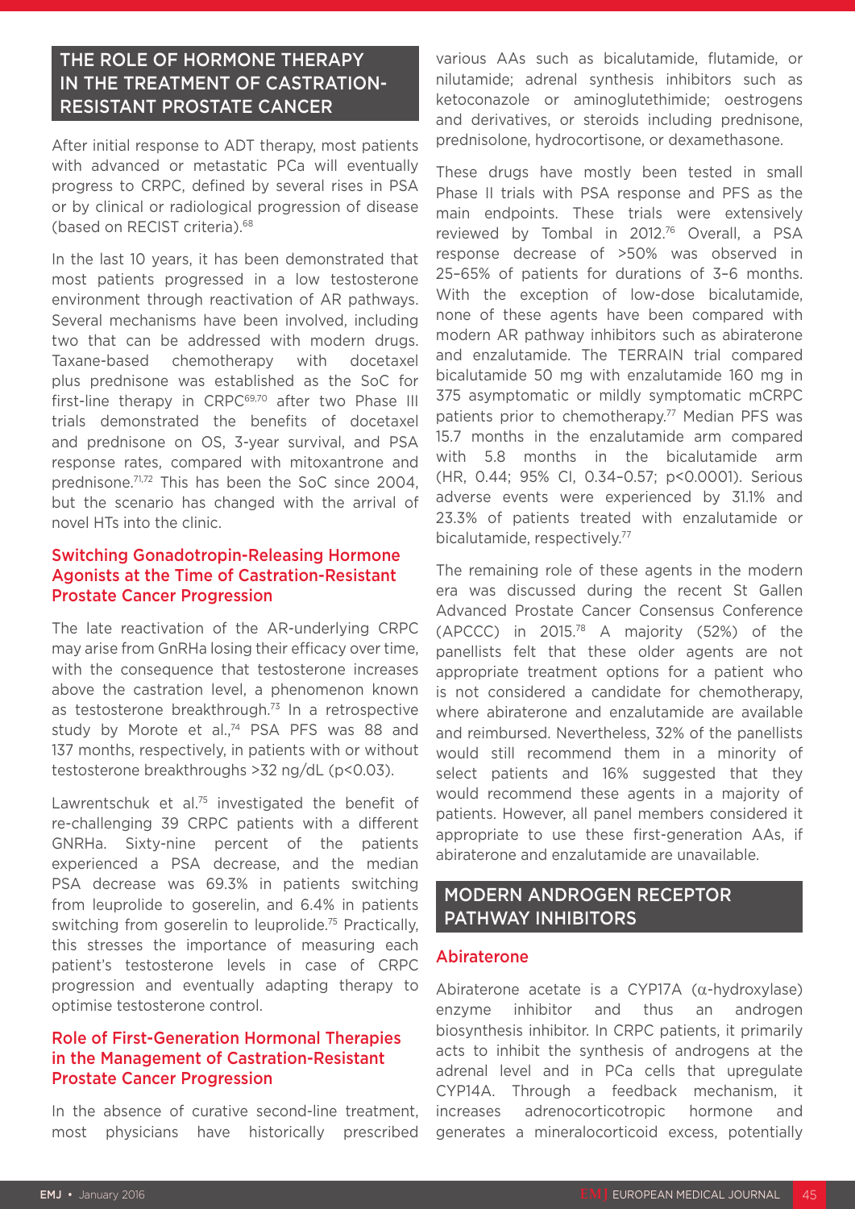## THE ROLE OF HORMONE THERAPY IN THE TREATMENT OF CASTRATION-RESISTANT PROSTATE CANCER

After initial response to ADT therapy, most patients with advanced or metastatic PCa will eventually progress to CRPC, defined by several rises in PSA or by clinical or radiological progression of disease (based on RECIST criteria).[68]

In the last 10 years, it has been demonstrated that most patients progressed in a low testosterone environment through reactivation of AR pathways. Several mechanisms have been involved, including two that can be addressed with modern drugs. Taxane-based chemotherapy with docetaxel plus prednisone was established as the SoC for first-line therapy in CRPC[69,70] after two Phase III trials demonstrated the benefits of docetaxel and prednisone on OS, 3-year survival, and PSA response rates, compared with mitoxantrone and prednisone.[71,72] This has been the SoC since 2004, but the scenario has changed with the arrival of novel HTs into the clinic.

### Switching Gonadotropin-Releasing Hormone Agonists at the Time of Castration-Resistant Prostate Cancer Progression

The late reactivation of the AR-underlying CRPC may arise from GnRHa losing their efficacy over time, with the consequence that testosterone increases above the castration level, a phenomenon known as testosterone breakthrough.[73] In a retrospective study by Morote et al.,[74] PSA PFS was 88 and 137 months, respectively, in patients with or without testosterone breakthroughs >32 ng/dL (p<0.03).

Lawrentschuk et al.[75] investigated the benefit of re-challenging 39 CRPC patients with a different GNRHa. Sixty-nine percent of the patients experienced a PSA decrease, and the median PSA decrease was 69.3% in patients switching from leuprolide to goserelin, and 6.4% in patients switching from goserelin to leuprolide.[75] Practically, this stresses the importance of measuring each patient's testosterone levels in case of CRPC progression and eventually adapting therapy to optimise testosterone control.

### Role of First-Generation Hormonal Therapies in the Management of Castration-Resistant Prostate Cancer Progression

In the absence of curative second-line treatment, most physicians have historically prescribed various AAs such as bicalutamide, flutamide, or nilutamide; adrenal synthesis inhibitors such as ketoconazole or aminoglutethimide; oestrogens and derivatives, or steroids including prednisone, prednisolone, hydrocortisone, or dexamethasone.

These drugs have mostly been tested in small Phase II trials with PSA response and PFS as the main endpoints. These trials were extensively reviewed by Tombal in 2012.[76] Overall, a PSA response decrease of >50% was observed in 25–65% of patients for durations of 3–6 months. With the exception of low-dose bicalutamide, none of these agents have been compared with modern AR pathway inhibitors such as abiraterone and enzalutamide. The TERRAIN trial compared bicalutamide 50 mg with enzalutamide 160 mg in 375 asymptomatic or mildly symptomatic mCRPC patients prior to chemotherapy.[77] Median PFS was 15.7 months in the enzalutamide arm compared with 5.8 months in the bicalutamide arm (HR, 0.44; 95% CI, 0.34–0.57; p<0.0001). Serious adverse events were experienced by 31.1% and 23.3% of patients treated with enzalutamide or bicalutamide, respectively.[77]

The remaining role of these agents in the modern era was discussed during the recent St Gallen Advanced Prostate Cancer Consensus Conference (APCCC) in 2015.[78] A majority (52%) of the panellists felt that these older agents are not appropriate treatment options for a patient who is not considered a candidate for chemotherapy, where abiraterone and enzalutamide are available and reimbursed. Nevertheless, 32% of the panellists would still recommend them in a minority of select patients and 16% suggested that they would recommend these agents in a majority of patients. However, all panel members considered it appropriate to use these first-generation AAs, if abiraterone and enzalutamide are unavailable.

## MODERN ANDROGEN RECEPTOR PATHWAY INHIBITORS

### Abiraterone

Abiraterone acetate is a CYP17A (α-hydroxylase) enzyme inhibitor and thus an androgen biosynthesis inhibitor. In CRPC patients, it primarily acts to inhibit the synthesis of androgens at the adrenal level and in PCa cells that upregulate CYP14A. Through a feedback mechanism, it increases adrenocorticotropic hormone and generates a mineralocorticoid excess, potentially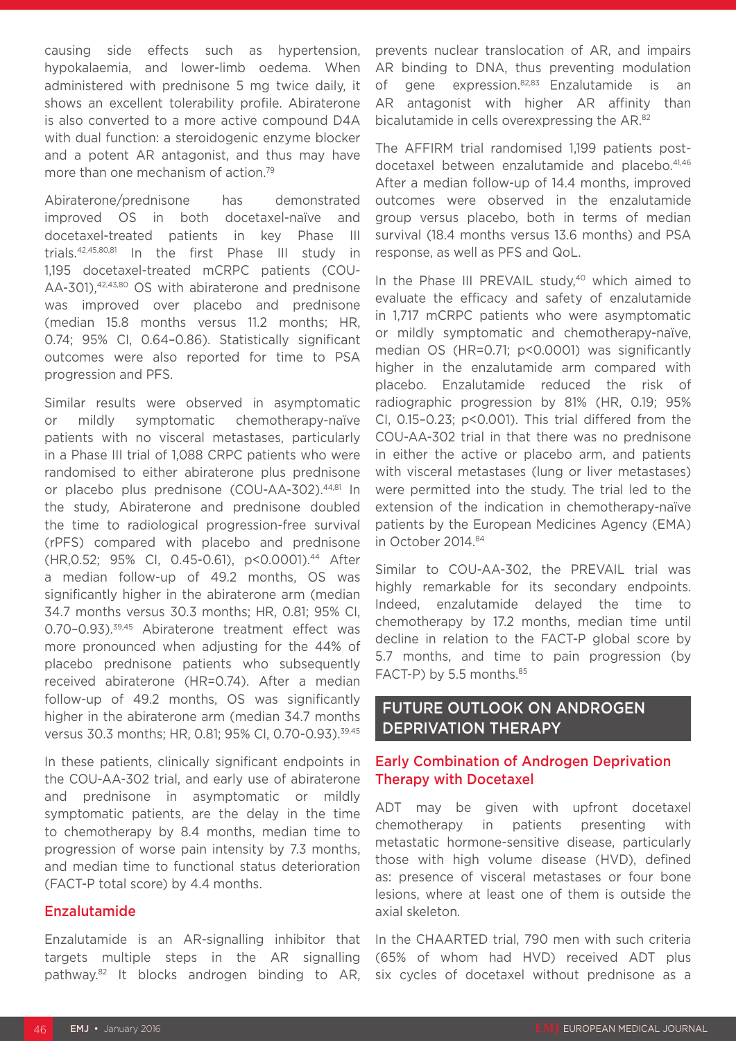causing side effects such as hypertension, hypokalaemia, and lower-limb oedema. When administered with prednisone 5 mg twice daily, it shows an excellent tolerability profile. Abiraterone is also converted to a more active compound D4A with dual function: a steroidogenic enzyme blocker and a potent AR antagonist, and thus may have more than one mechanism of action.[79]

Abiraterone/prednisone has demonstrated improved OS in both docetaxel-naïve and docetaxel-treated patients in key Phase III trials.[42,45,80,81] In the first Phase III study in 1,195 docetaxel-treated mCRPC patients (COU-AA-301),[42,43,80] OS with abiraterone and prednisone was improved over placebo and prednisone (median 15.8 months versus 11.2 months; HR, 0.74; 95% CI, 0.64–0.86). Statistically significant outcomes were also reported for time to PSA progression and PFS.

Similar results were observed in asymptomatic or mildly symptomatic chemotherapy-naïve patients with no visceral metastases, particularly in a Phase III trial of 1,088 CRPC patients who were randomised to either abiraterone plus prednisone or placebo plus prednisone (COU-AA-302).[44,81] In the study, Abiraterone and prednisone doubled the time to radiological progression-free survival (rPFS) compared with placebo and prednisone (HR,0.52; 95% CI, 0.45-0.61), p<0.0001).[44] After a median follow-up of 49.2 months, OS was significantly higher in the abiraterone arm (median 34.7 months versus 30.3 months; HR, 0.81; 95% CI, 0.70–0.93).[39,45] Abiraterone treatment effect was more pronounced when adjusting for the 44% of placebo prednisone patients who subsequently received abiraterone (HR=0.74). After a median follow-up of 49.2 months, OS was significantly higher in the abiraterone arm (median 34.7 months versus 30.3 months; HR, 0.81; 95% CI, 0.70-0.93).[39,45]

In these patients, clinically significant endpoints in the COU-AA-302 trial, and early use of abiraterone and prednisone in asymptomatic or mildly symptomatic patients, are the delay in the time to chemotherapy by 8.4 months, median time to progression of worse pain intensity by 7.3 months, and median time to functional status deterioration (FACT-P total score) by 4.4 months.

### Enzalutamide

Enzalutamide is an AR-signalling inhibitor that targets multiple steps in the AR signalling pathway.[82] It blocks androgen binding to AR, prevents nuclear translocation of AR, and impairs AR binding to DNA, thus preventing modulation of gene expression.[82,83] Enzalutamide is an AR antagonist with higher AR affinity than bicalutamide in cells overexpressing the AR.[82]

The AFFIRM trial randomised 1,199 patients post-docetaxel between enzalutamide and placebo.[41,46] After a median follow-up of 14.4 months, improved outcomes were observed in the enzalutamide group versus placebo, both in terms of median survival (18.4 months versus 13.6 months) and PSA response, as well as PFS and QoL.

In the Phase III PREVAIL study,[40] which aimed to evaluate the efficacy and safety of enzalutamide in 1,717 mCRPC patients who were asymptomatic or mildly symptomatic and chemotherapy-naïve, median OS (HR=0.71; p<0.0001) was significantly higher in the enzalutamide arm compared with placebo. Enzalutamide reduced the risk of radiographic progression by 81% (HR, 0.19; 95% CI, 0.15–0.23; p<0.001). This trial differed from the COU-AA-302 trial in that there was no prednisone in either the active or placebo arm, and patients with visceral metastases (lung or liver metastases) were permitted into the study. The trial led to the extension of the indication in chemotherapy-naïve patients by the European Medicines Agency (EMA) in October 2014.[84]

Similar to COU-AA-302, the PREVAIL trial was highly remarkable for its secondary endpoints. Indeed, enzalutamide delayed the time to chemotherapy by 17.2 months, median time until decline in relation to the FACT-P global score by 5.7 months, and time to pain progression (by FACT-P) by 5.5 months.[85]

## FUTURE OUTLOOK ON ANDROGEN DEPRIVATION THERAPY

### Early Combination of Androgen Deprivation Therapy with Docetaxel

ADT may be given with upfront docetaxel chemotherapy in patients presenting with metastatic hormone-sensitive disease, particularly those with high volume disease (HVD), defined as: presence of visceral metastases or four bone lesions, where at least one of them is outside the axial skeleton.

In the CHAARTED trial, 790 men with such criteria (65% of whom had HVD) received ADT plus six cycles of docetaxel without prednisone as a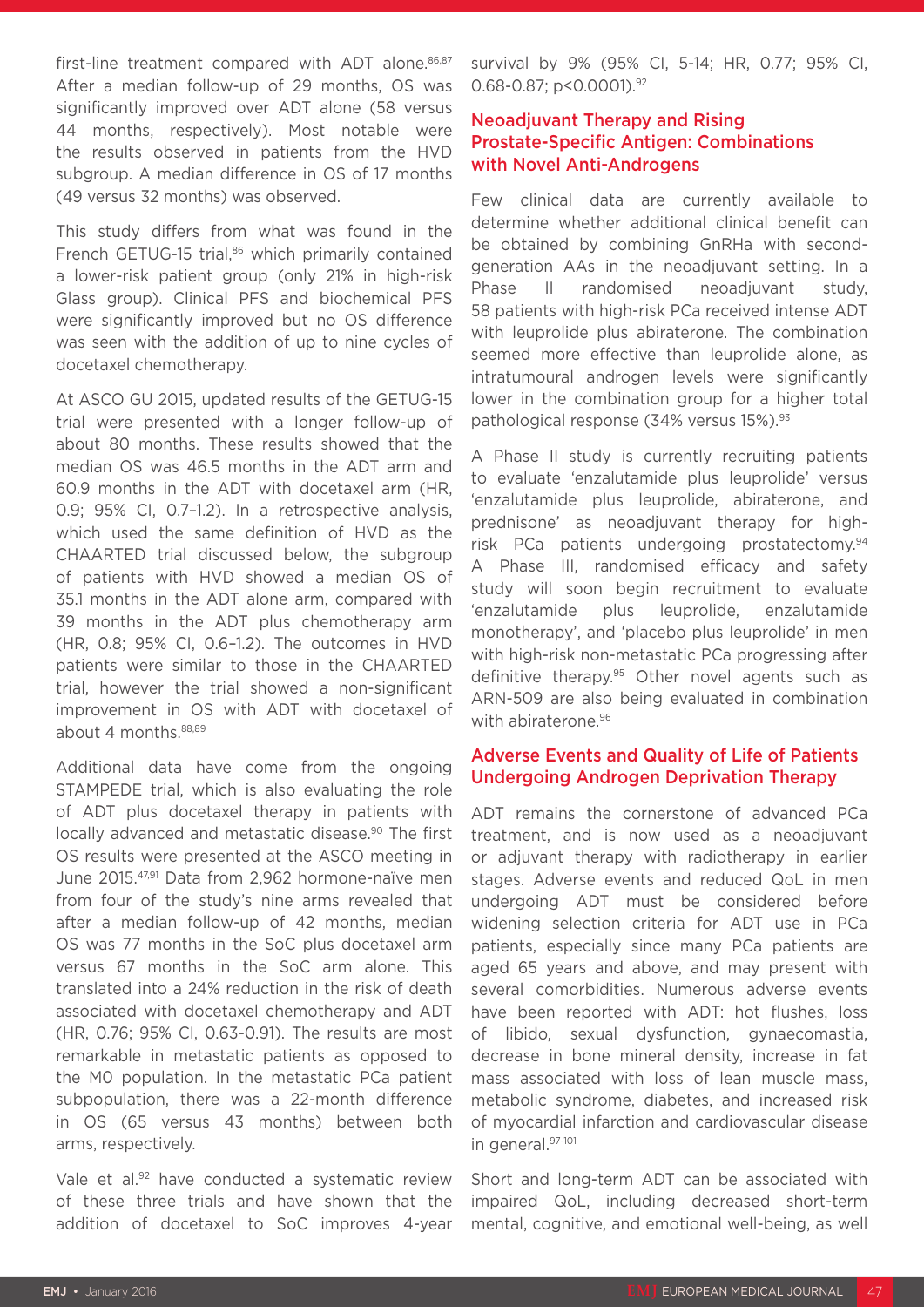first-line treatment compared with ADT alone.[86,87] After a median follow-up of 29 months, OS was significantly improved over ADT alone (58 versus 44 months, respectively). Most notable were the results observed in patients from the HVD subgroup. A median difference in OS of 17 months (49 versus 32 months) was observed.

This study differs from what was found in the French GETUG-15 trial,[86] which primarily contained a lower-risk patient group (only 21% in high-risk Glass group). Clinical PFS and biochemical PFS were significantly improved but no OS difference was seen with the addition of up to nine cycles of docetaxel chemotherapy.

At ASCO GU 2015, updated results of the GETUG-15 trial were presented with a longer follow-up of about 80 months. These results showed that the median OS was 46.5 months in the ADT arm and 60.9 months in the ADT with docetaxel arm (HR, 0.9; 95% CI, 0.7–1.2). In a retrospective analysis, which used the same definition of HVD as the CHAARTED trial discussed below, the subgroup of patients with HVD showed a median OS of 35.1 months in the ADT alone arm, compared with 39 months in the ADT plus chemotherapy arm (HR, 0.8; 95% CI, 0.6–1.2). The outcomes in HVD patients were similar to those in the CHAARTED trial, however the trial showed a non-significant improvement in OS with ADT with docetaxel of about 4 months.[88,89]

Additional data have come from the ongoing STAMPEDE trial, which is also evaluating the role of ADT plus docetaxel therapy in patients with locally advanced and metastatic disease.[90] The first OS results were presented at the ASCO meeting in June 2015.[47,91] Data from 2,962 hormone-naïve men from four of the study's nine arms revealed that after a median follow-up of 42 months, median OS was 77 months in the SoC plus docetaxel arm versus 67 months in the SoC arm alone. This translated into a 24% reduction in the risk of death associated with docetaxel chemotherapy and ADT (HR, 0.76; 95% CI, 0.63-0.91). The results are most remarkable in metastatic patients as opposed to the M0 population. In the metastatic PCa patient subpopulation, there was a 22-month difference in OS (65 versus 43 months) between both arms, respectively.

Vale et al.[92] have conducted a systematic review of these three trials and have shown that the addition of docetaxel to SoC improves 4-year survival by 9% (95% CI, 5-14; HR, 0.77; 95% CI, 0.68-0.87; $p<0.0001$).[92]

## Neoadjuvant Therapy and Rising Prostate-Specific Antigen: Combinations with Novel Anti-Androgens

Few clinical data are currently available to determine whether additional clinical benefit can be obtained by combining GnRHa with second-generation AAs in the neoadjuvant setting. In a Phase II randomised neoadjuvant study, 58 patients with high-risk PCa received intense ADT with leuprolide plus abiraterone. The combination seemed more effective than leuprolide alone, as intratumoural androgen levels were significantly lower in the combination group for a higher total pathological response (34% versus 15%).[93]

A Phase II study is currently recruiting patients to evaluate 'enzalutamide plus leuprolide' versus 'enzalutamide plus leuprolide, abiraterone, and prednisone' as neoadjuvant therapy for high-risk PCa patients undergoing prostatectomy.[94] A Phase III, randomised efficacy and safety study will soon begin recruitment to evaluate 'enzalutamide plus leuprolide, enzalutamide monotherapy', and 'placebo plus leuprolide' in men with high-risk non-metastatic PCa progressing after definitive therapy.[95] Other novel agents such as ARN-509 are also being evaluated in combination with abiraterone.[96]

## Adverse Events and Quality of Life of Patients Undergoing Androgen Deprivation Therapy

ADT remains the cornerstone of advanced PCa treatment, and is now used as a neoadjuvant or adjuvant therapy with radiotherapy in earlier stages. Adverse events and reduced QoL in men undergoing ADT must be considered before widening selection criteria for ADT use in PCa patients, especially since many PCa patients are aged 65 years and above, and may present with several comorbidities. Numerous adverse events have been reported with ADT: hot flushes, loss of libido, sexual dysfunction, gynaecomastia, decrease in bone mineral density, increase in fat mass associated with loss of lean muscle mass, metabolic syndrome, diabetes, and increased risk of myocardial infarction and cardiovascular disease in general.[97-101]

Short and long-term ADT can be associated with impaired QoL, including decreased short-term mental, cognitive, and emotional well-being, as well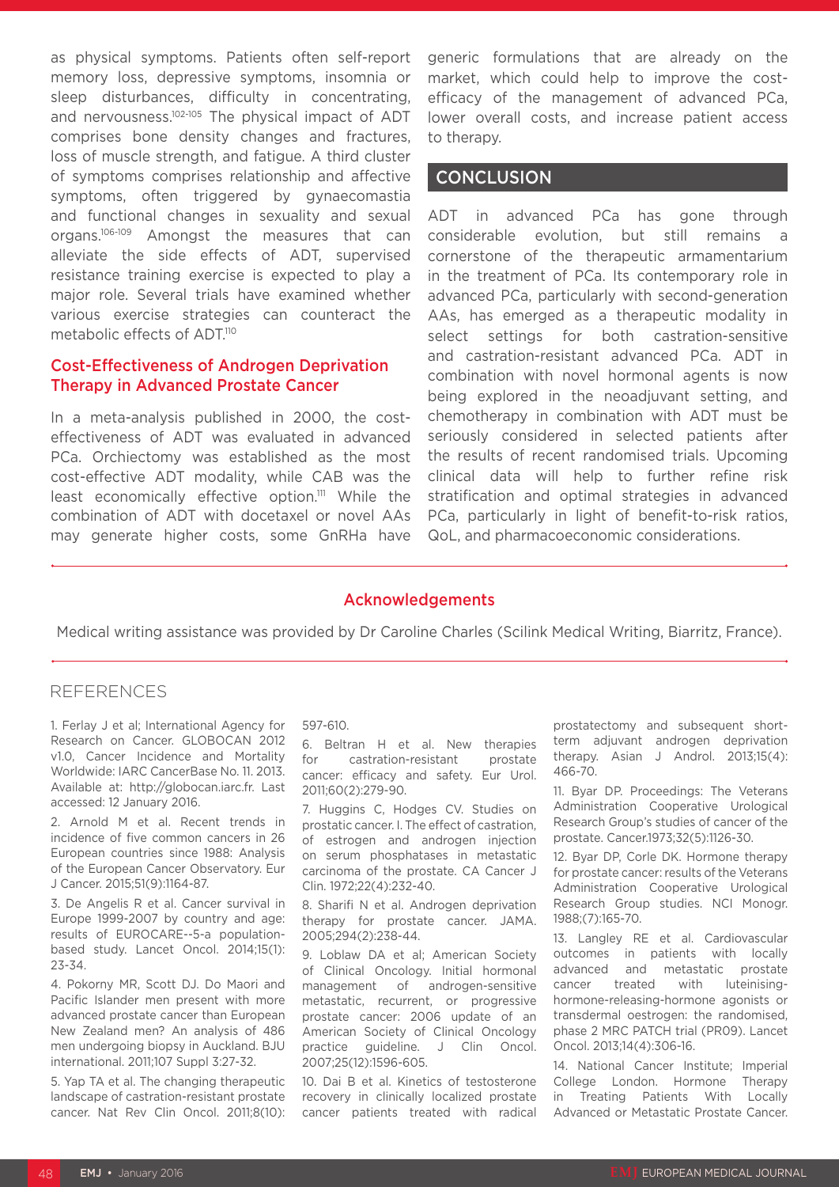as physical symptoms. Patients often self-report memory loss, depressive symptoms, insomnia or sleep disturbances, difficulty in concentrating, and nervousness.[102-105] The physical impact of ADT comprises bone density changes and fractures, loss of muscle strength, and fatigue. A third cluster of symptoms comprises relationship and affective symptoms, often triggered by gynaecomastia and functional changes in sexuality and sexual organs.[106-109] Amongst the measures that can alleviate the side effects of ADT, supervised resistance training exercise is expected to play a major role. Several trials have examined whether various exercise strategies can counteract the metabolic effects of ADT.[110]

### Cost-Effectiveness of Androgen Deprivation Therapy in Advanced Prostate Cancer

In a meta-analysis published in 2000, the cost-effectiveness of ADT was evaluated in advanced PCa. Orchiectomy was established as the most cost-effective ADT modality, while CAB was the least economically effective option.[111] While the combination of ADT with docetaxel or novel AAs may generate higher costs, some GnRHa have generic formulations that are already on the market, which could help to improve the cost-efficacy of the management of advanced PCa, lower overall costs, and increase patient access to therapy.

## CONCLUSION

ADT in advanced PCa has gone through considerable evolution, but still remains a cornerstone of the therapeutic armamentarium in the treatment of PCa. Its contemporary role in advanced PCa, particularly with second-generation AAs, has emerged as a therapeutic modality in select settings for both castration-sensitive and castration-resistant advanced PCa. ADT in combination with novel hormonal agents is now being explored in the neoadjuvant setting, and chemotherapy in combination with ADT must be seriously considered in selected patients after the results of recent randomised trials. Upcoming clinical data will help to further refine risk stratification and optimal strategies in advanced PCa, particularly in light of benefit-to-risk ratios, QoL, and pharmacoeconomic considerations.

### Acknowledgements

Medical writing assistance was provided by Dr Caroline Charles (Scilink Medical Writing, Biarritz, France).

## REFERENCES

1. Ferlay J et al; International Agency for Research on Cancer. GLOBOCAN 2012 v1.0, Cancer Incidence and Mortality Worldwide: IARC CancerBase No. 11. 2013. Available at: http://globocan.iarc.fr. Last accessed: 12 January 2016.

2. Arnold M et al. Recent trends in incidence of five common cancers in 26 European countries since 1988: Analysis of the European Cancer Observatory. Eur J Cancer. 2015;51(9):1164-87.

3. De Angelis R et al. Cancer survival in Europe 1999-2007 by country and age: results of EUROCARE--5-a population-based study. Lancet Oncol. 2014;15(1):23-34.

4. Pokorny MR, Scott DJ. Do Maori and Pacific Islander men present with more advanced prostate cancer than European New Zealand men? An analysis of 486 men undergoing biopsy in Auckland. BJU international. 2011;107 Suppl 3:27-32.

5. Yap TA et al. The changing therapeutic landscape of castration-resistant prostate cancer. Nat Rev Clin Oncol. 2011;8(10):597-610.

6. Beltran H et al. New therapies for castration-resistant prostate cancer: efficacy and safety. Eur Urol. 2011;60(2):279-90.

7. Huggins C, Hodges CV. Studies on prostatic cancer. I. The effect of castration, of estrogen and androgen injection on serum phosphatases in metastatic carcinoma of the prostate. CA Cancer J Clin. 1972;22(4):232-40.

8. Sharifi N et al. Androgen deprivation therapy for prostate cancer. JAMA. 2005;294(2):238-44.

9. Loblaw DA et al; American Society of Clinical Oncology. Initial hormonal management of androgen-sensitive metastatic, recurrent, or progressive prostate cancer: 2006 update of an American Society of Clinical Oncology practice guideline. J Clin Oncol. 2007;25(12):1596-605.

10. Dai B et al. Kinetics of testosterone recovery in clinically localized prostate cancer patients treated with radical prostatectomy and subsequent short-term adjuvant androgen deprivation therapy. Asian J Androl. 2013;15(4):466-70.

11. Byar DP. Proceedings: The Veterans Administration Cooperative Urological Research Group's studies of cancer of the prostate. Cancer.1973;32(5):1126-30.

12. Byar DP, Corle DK. Hormone therapy for prostate cancer: results of the Veterans Administration Cooperative Urological Research Group studies. NCI Monogr. 1988;(7):165-70.

13. Langley RE et al. Cardiovascular outcomes in patients with locally advanced and metastatic prostate cancer treated with luteinising-hormone-releasing-hormone agonists or transdermal oestrogen: the randomised, phase 2 MRC PATCH trial (PR09). Lancet Oncol. 2013;14(4):306-16.

14. National Cancer Institute; Imperial College London. Hormone Therapy in Treating Patients With Locally Advanced or Metastatic Prostate Cancer.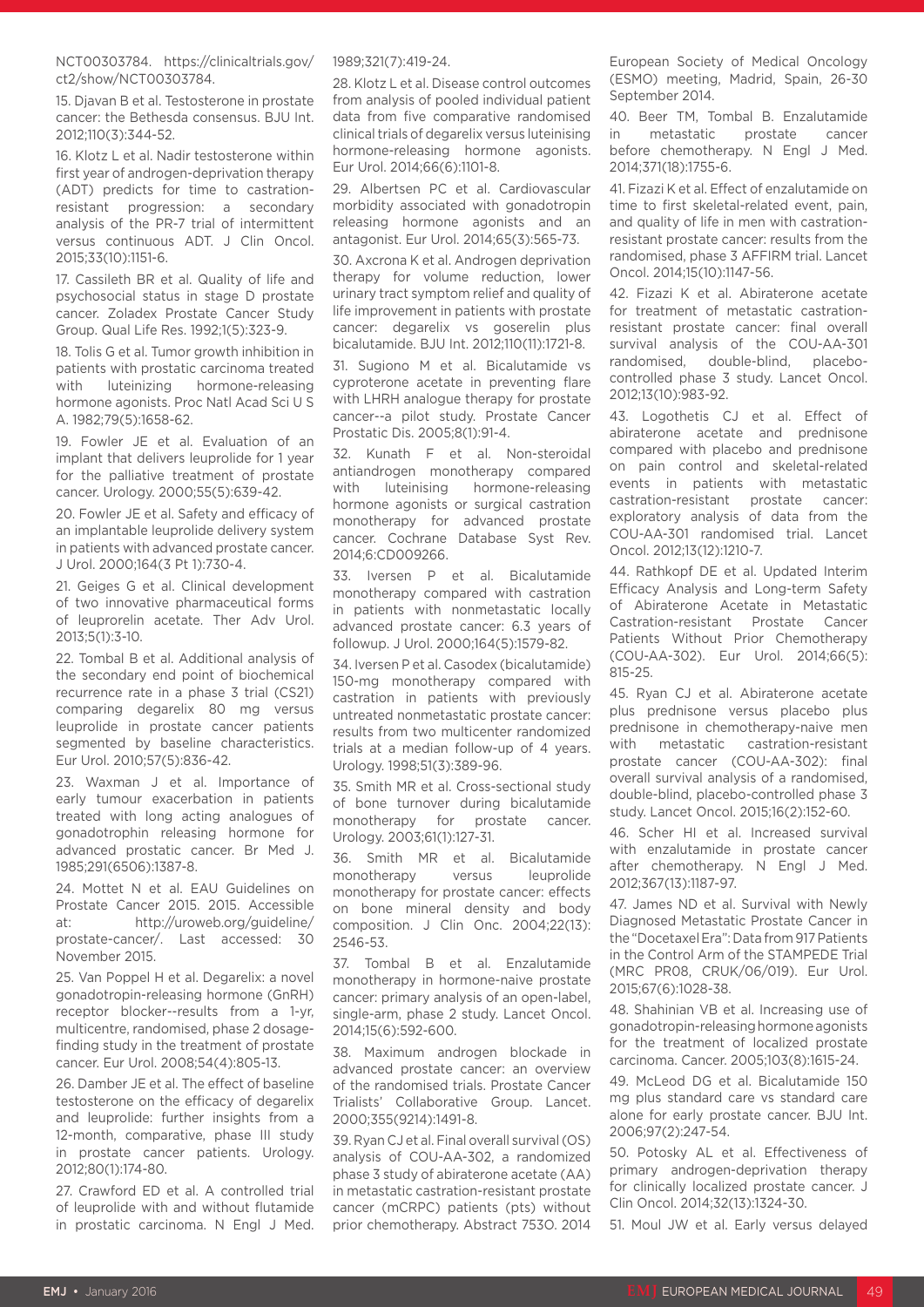NCT00303784. https://clinicaltrials.gov/ct2/show/NCT00303784.

15. Djavan B et al. Testosterone in prostate cancer: the Bethesda consensus. BJU Int. 2012;110(3):344-52.

16. Klotz L et al. Nadir testosterone within first year of androgen-deprivation therapy (ADT) predicts for time to castration-resistant progression: a secondary analysis of the PR-7 trial of intermittent versus continuous ADT. J Clin Oncol. 2015;33(10):1151-6.

17. Cassileth BR et al. Quality of life and psychosocial status in stage D prostate cancer. Zoladex Prostate Cancer Study Group. Qual Life Res. 1992;1(5):323-9.

18. Tolis G et al. Tumor growth inhibition in patients with prostatic carcinoma treated with luteinizing hormone-releasing hormone agonists. Proc Natl Acad Sci U S A. 1982;79(5):1658-62.

19. Fowler JE et al. Evaluation of an implant that delivers leuprolide for 1 year for the palliative treatment of prostate cancer. Urology. 2000;55(5):639-42.

20. Fowler JE et al. Safety and efficacy of an implantable leuprolide delivery system in patients with advanced prostate cancer. J Urol. 2000;164(3 Pt 1):730-4.

21. Geiges G et al. Clinical development of two innovative pharmaceutical forms of leuprorelin acetate. Ther Adv Urol. 2013;5(1):3-10.

22. Tombal B et al. Additional analysis of the secondary end point of biochemical recurrence rate in a phase 3 trial (CS21) comparing degarelix 80 mg versus leuprolide in prostate cancer patients segmented by baseline characteristics. Eur Urol. 2010;57(5):836-42.

23. Waxman J et al. Importance of early tumour exacerbation in patients treated with long acting analogues of gonadotrophin releasing hormone for advanced prostatic cancer. Br Med J. 1985;291(6506):1387-8.

24. Mottet N et al. EAU Guidelines on Prostate Cancer 2015. 2015. Accessible at: http://uroweb.org/guideline/prostate-cancer/. Last accessed: 30 November 2015.

25. Van Poppel H et al. Degarelix: a novel gonadotropin-releasing hormone (GnRH) receptor blocker--results from a 1-yr, multicentre, randomised, phase 2 dosage-finding study in the treatment of prostate cancer. Eur Urol. 2008;54(4):805-13.

26. Damber JE et al. The effect of baseline testosterone on the efficacy of degarelix and leuprolide: further insights from a 12-month, comparative, phase III study in prostate cancer patients. Urology. 2012;80(1):174-80.

27. Crawford ED et al. A controlled trial of leuprolide with and without flutamide in prostatic carcinoma. N Engl J Med. 1989;321(7):419-24.

28. Klotz L et al. Disease control outcomes from analysis of pooled individual patient data from five comparative randomised clinical trials of degarelix versus luteinising hormone-releasing hormone agonists. Eur Urol. 2014;66(6):1101-8.

29. Albertsen PC et al. Cardiovascular morbidity associated with gonadotropin releasing hormone agonists and an antagonist. Eur Urol. 2014;65(3):565-73.

30. Axcrona K et al. Androgen deprivation therapy for volume reduction, lower urinary tract symptom relief and quality of life improvement in patients with prostate cancer: degarelix vs goserelin plus bicalutamide. BJU Int. 2012;110(11):1721-8.

31. Sugiono M et al. Bicalutamide vs cyproterone acetate in preventing flare with LHRH analogue therapy for prostate cancer--a pilot study. Prostate Cancer Prostatic Dis. 2005;8(1):91-4.

32. Kunath F et al. Non-steroidal antiandrogen monotherapy compared with luteinising hormone-releasing hormone agonists or surgical castration monotherapy for advanced prostate cancer. Cochrane Database Syst Rev. 2014;6:CD009266.

33. Iversen P et al. Bicalutamide monotherapy compared with castration in patients with nonmetastatic locally advanced prostate cancer: 6.3 years of followup. J Urol. 2000;164(5):1579-82.

34. Iversen P et al. Casodex (bicalutamide) 150-mg monotherapy compared with castration in patients with previously untreated nonmetastatic prostate cancer: results from two multicenter randomized trials at a median follow-up of 4 years. Urology. 1998;51(3):389-96.

35. Smith MR et al. Cross-sectional study of bone turnover during bicalutamide monotherapy for prostate cancer. Urology. 2003;61(1):127-31.

36. Smith MR et al. Bicalutamide monotherapy versus leuprolide monotherapy for prostate cancer: effects on bone mineral density and body composition. J Clin Onc. 2004;22(13):2546-53.

37. Tombal B et al. Enzalutamide monotherapy in hormone-naive prostate cancer: primary analysis of an open-label, single-arm, phase 2 study. Lancet Oncol. 2014;15(6):592-600.

38. Maximum androgen blockade in advanced prostate cancer: an overview of the randomised trials. Prostate Cancer Trialists' Collaborative Group. Lancet. 2000;355(9214):1491-8.

39. Ryan CJ et al. Final overall survival (OS) analysis of COU-AA-302, a randomized phase 3 study of abiraterone acetate (AA) in metastatic castration-resistant prostate cancer (mCRPC) patients (pts) without prior chemotherapy. Abstract 753O. 2014 European Society of Medical Oncology (ESMO) meeting, Madrid, Spain, 26-30 September 2014.

40. Beer TM, Tombal B. Enzalutamide in metastatic prostate cancer before chemotherapy. N Engl J Med. 2014;371(18):1755-6.

41. Fizazi K et al. Effect of enzalutamide on time to first skeletal-related event, pain, and quality of life in men with castration-resistant prostate cancer: results from the randomised, phase 3 AFFIRM trial. Lancet Oncol. 2014;15(10):1147-56.

42. Fizazi K et al. Abiraterone acetate for treatment of metastatic castration-resistant prostate cancer: final overall survival analysis of the COU-AA-301 randomised, double-blind, placebo-controlled phase 3 study. Lancet Oncol. 2012;13(10):983-92.

43. Logothetis CJ et al. Effect of abiraterone acetate and prednisone compared with placebo and prednisone on pain control and skeletal-related events in patients with metastatic castration-resistant prostate cancer: exploratory analysis of data from the COU-AA-301 randomised trial. Lancet Oncol. 2012;13(12):1210-7.

44. Rathkopf DE et al. Updated Interim Efficacy Analysis and Long-term Safety of Abiraterone Acetate in Metastatic Castration-resistant Prostate Cancer Patients Without Prior Chemotherapy (COU-AA-302). Eur Urol. 2014;66(5): 815-25.

45. Ryan CJ et al. Abiraterone acetate plus prednisone versus placebo plus prednisone in chemotherapy-naive men with metastatic castration-resistant prostate cancer (COU-AA-302): final overall survival analysis of a randomised, double-blind, placebo-controlled phase 3 study. Lancet Oncol. 2015;16(2):152-60.

46. Scher HI et al. Increased survival with enzalutamide in prostate cancer after chemotherapy. N Engl J Med. 2012;367(13):1187-97.

47. James ND et al. Survival with Newly Diagnosed Metastatic Prostate Cancer in the "Docetaxel Era": Data from 917 Patients in the Control Arm of the STAMPEDE Trial (MRC PR08, CRUK/06/019). Eur Urol. 2015;67(6):1028-38.

48. Shahinian VB et al. Increasing use of gonadotropin-releasing hormone agonists for the treatment of localized prostate carcinoma. Cancer. 2005;103(8):1615-24.

49. McLeod DG et al. Bicalutamide 150 mg plus standard care vs standard care alone for early prostate cancer. BJU Int. 2006;97(2):247-54.

50. Potosky AL et al. Effectiveness of primary androgen-deprivation therapy for clinically localized prostate cancer. J Clin Oncol. 2014;32(13):1324-30.

51. Moul JW et al. Early versus delayed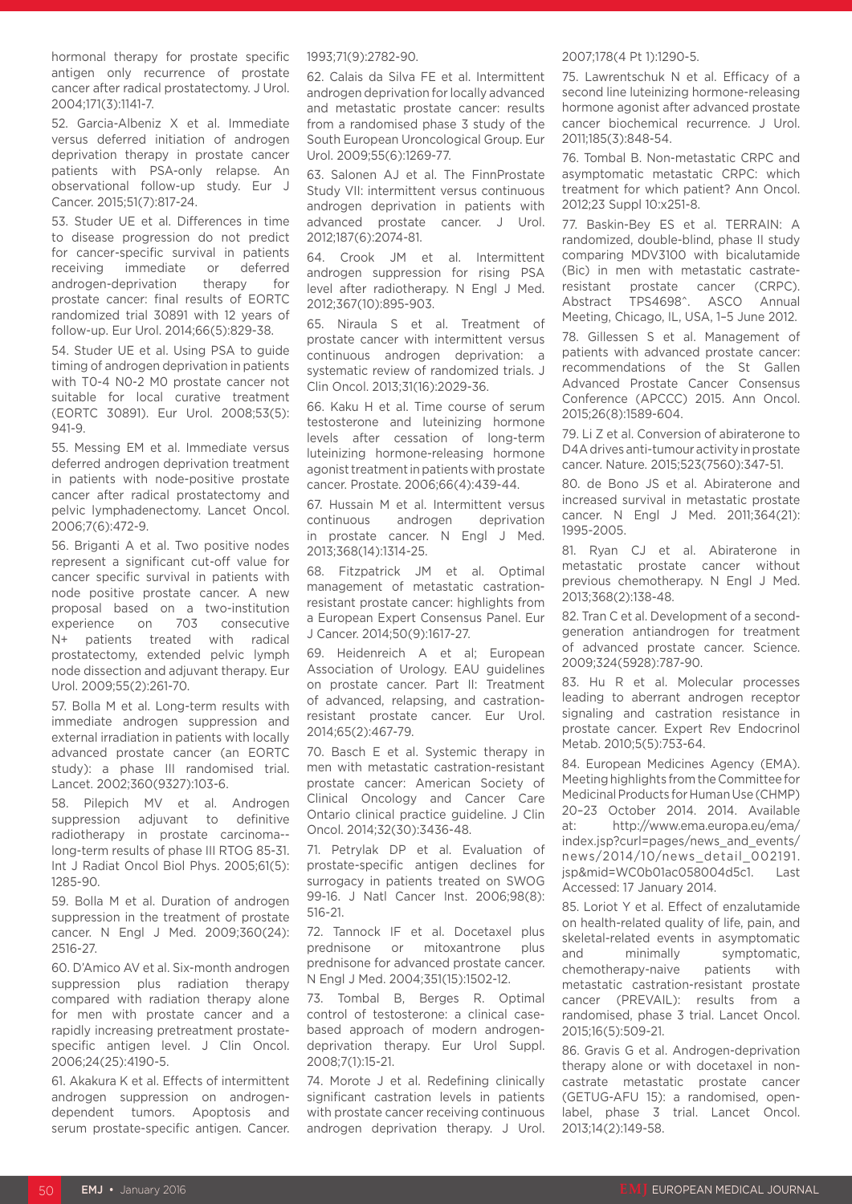hormonal therapy for prostate specific antigen only recurrence of prostate cancer after radical prostatectomy. J Urol. 2004;171(3):1141-7.

52. Garcia-Albeniz X et al. Immediate versus deferred initiation of androgen deprivation therapy in prostate cancer patients with PSA-only relapse. An observational follow-up study. Eur J Cancer. 2015;51(7):817-24.

53. Studer UE et al. Differences in time to disease progression do not predict for cancer-specific survival in patients receiving immediate or deferred androgen-deprivation therapy for prostate cancer: final results of EORTC randomized trial 30891 with 12 years of follow-up. Eur Urol. 2014;66(5):829-38.

54. Studer UE et al. Using PSA to guide timing of androgen deprivation in patients with T0-4 N0-2 M0 prostate cancer not suitable for local curative treatment (EORTC 30891). Eur Urol. 2008;53(5): 941-9.

55. Messing EM et al. Immediate versus deferred androgen deprivation treatment in patients with node-positive prostate cancer after radical prostatectomy and pelvic lymphadenectomy. Lancet Oncol. 2006;7(6):472-9.

56. Briganti A et al. Two positive nodes represent a significant cut-off value for cancer specific survival in patients with node positive prostate cancer. A new proposal based on a two-institution experience on 703 consecutive N+ patients treated with radical prostatectomy, extended pelvic lymph node dissection and adjuvant therapy. Eur Urol. 2009;55(2):261-70.

57. Bolla M et al. Long-term results with immediate androgen suppression and external irradiation in patients with locally advanced prostate cancer (an EORTC study): a phase III randomised trial. Lancet. 2002;360(9327):103-6.

58. Pilepich MV et al. Androgen suppression adjuvant to definitive radiotherapy in prostate carcinoma--long-term results of phase III RTOG 85-31. Int J Radiat Oncol Biol Phys. 2005;61(5): 1285-90.

59. Bolla M et al. Duration of androgen suppression in the treatment of prostate cancer. N Engl J Med. 2009;360(24): 2516-27.

60. D'Amico AV et al. Six-month androgen suppression plus radiation therapy compared with radiation therapy alone for men with prostate cancer and a rapidly increasing pretreatment prostate-specific antigen level. J Clin Oncol. 2006;24(25):4190-5.

61. Akakura K et al. Effects of intermittent androgen suppression on androgen-dependent tumors. Apoptosis and serum prostate-specific antigen. Cancer. 1993;71(9):2782-90.

62. Calais da Silva FE et al. Intermittent androgen deprivation for locally advanced and metastatic prostate cancer: results from a randomised phase 3 study of the South European Uroncological Group. Eur Urol. 2009;55(6):1269-77.

63. Salonen AJ et al. The FinnProstate Study VII: intermittent versus continuous androgen deprivation in patients with advanced prostate cancer. J Urol. 2012;187(6):2074-81.

64. Crook JM et al. Intermittent androgen suppression for rising PSA level after radiotherapy. N Engl J Med. 2012;367(10):895-903.

65. Niraula S et al. Treatment of prostate cancer with intermittent versus continuous androgen deprivation: a systematic review of randomized trials. J Clin Oncol. 2013;31(16):2029-36.

66. Kaku H et al. Time course of serum testosterone and luteinizing hormone levels after cessation of long-term luteinizing hormone-releasing hormone agonist treatment in patients with prostate cancer. Prostate. 2006;66(4):439-44.

67. Hussain M et al. Intermittent versus continuous androgen deprivation in prostate cancer. N Engl J Med. 2013;368(14):1314-25.

68. Fitzpatrick JM et al. Optimal management of metastatic castration-resistant prostate cancer: highlights from a European Expert Consensus Panel. Eur J Cancer. 2014;50(9):1617-27.

69. Heidenreich A et al; European Association of Urology. EAU guidelines on prostate cancer. Part II: Treatment of advanced, relapsing, and castration-resistant prostate cancer. Eur Urol. 2014;65(2):467-79.

70. Basch E et al. Systemic therapy in men with metastatic castration-resistant prostate cancer: American Society of Clinical Oncology and Cancer Care Ontario clinical practice guideline. J Clin Oncol. 2014;32(30):3436-48.

71. Petrylak DP et al. Evaluation of prostate-specific antigen declines for surrogacy in patients treated on SWOG 99-16. J Natl Cancer Inst. 2006;98(8): 516-21.

72. Tannock IF et al. Docetaxel plus prednisone or mitoxantrone plus prednisone for advanced prostate cancer. N Engl J Med. 2004;351(15):1502-12.

73. Tombal B, Berges R. Optimal control of testosterone: a clinical case-based approach of modern androgen-deprivation therapy. Eur Urol Suppl. 2008;7(1):15-21.

74. Morote J et al. Redefining clinically significant castration levels in patients with prostate cancer receiving continuous androgen deprivation therapy. J Urol. 2007;178(4 Pt 1):1290-5.

75. Lawrentschuk N et al. Efficacy of a second line luteinizing hormone-releasing hormone agonist after advanced prostate cancer biochemical recurrence. J Urol. 2011;185(3):848-54.

76. Tombal B. Non-metastatic CRPC and asymptomatic metastatic CRPC: which treatment for which patient? Ann Oncol. 2012;23 Suppl 10:x251-8.

77. Baskin-Bey ES et al. TERRAIN: A randomized, double-blind, phase II study comparing MDV3100 with bicalutamide (Bic) in men with metastatic castrate-resistant prostate cancer (CRPC). Abstract TPS4698^. ASCO Annual Meeting, Chicago, IL, USA, 1–5 June 2012.

78. Gillessen S et al. Management of patients with advanced prostate cancer: recommendations of the St Gallen Advanced Prostate Cancer Consensus Conference (APCCC) 2015. Ann Oncol. 2015;26(8):1589-604.

79. Li Z et al. Conversion of abiraterone to D4A drives anti-tumour activity in prostate cancer. Nature. 2015;523(7560):347-51.

80. de Bono JS et al. Abiraterone and increased survival in metastatic prostate cancer. N Engl J Med. 2011;364(21): 1995-2005.

81. Ryan CJ et al. Abiraterone in metastatic prostate cancer without previous chemotherapy. N Engl J Med. 2013;368(2):138-48.

82. Tran C et al. Development of a second-generation antiandrogen for treatment of advanced prostate cancer. Science. 2009;324(5928):787-90.

83. Hu R et al. Molecular processes leading to aberrant androgen receptor signaling and castration resistance in prostate cancer. Expert Rev Endocrinol Metab. 2010;5(5):753-64.

84. European Medicines Agency (EMA). Meeting highlights from the Committee for Medicinal Products for Human Use (CHMP) 20–23 October 2014. 2014. Available at: http://www.ema.europa.eu/ema/index.jsp?curl=pages/news_and_events/news/2014/10/news_detail_002191.jsp&mid=WC0b01ac058004d5c1. Last Accessed: 17 January 2014.

85. Loriot Y et al. Effect of enzalutamide on health-related quality of life, pain, and skeletal-related events in asymptomatic and minimally symptomatic, chemotherapy-naive patients with metastatic castration-resistant prostate cancer (PREVAIL): results from a randomised, phase 3 trial. Lancet Oncol. 2015;16(5):509-21.

86. Gravis G et al. Androgen-deprivation therapy alone or with docetaxel in non-castrate metastatic prostate cancer (GETUG-AFU 15): a randomised, open-label, phase 3 trial. Lancet Oncol. 2013;14(2):149-58.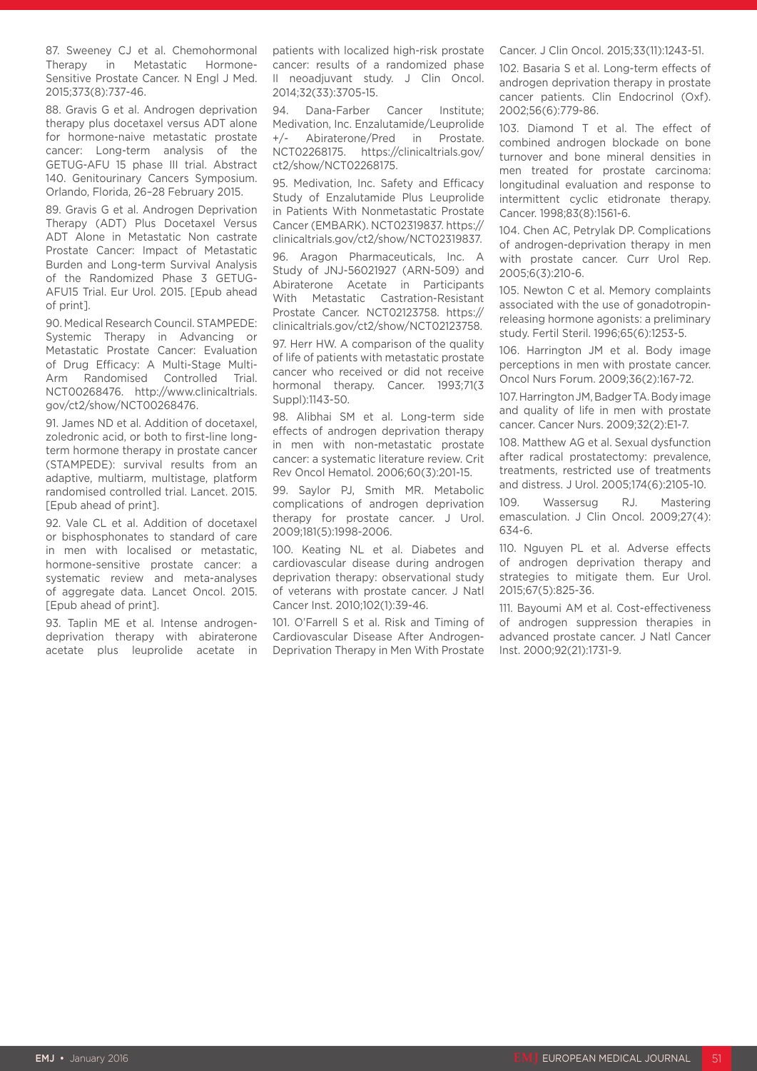87. Sweeney CJ et al. Chemohormonal Therapy in Metastatic Hormone-Sensitive Prostate Cancer. N Engl J Med. 2015;373(8):737-46.

88. Gravis G et al. Androgen deprivation therapy plus docetaxel versus ADT alone for hormone-naive metastatic prostate cancer: Long-term analysis of the GETUG-AFU 15 phase III trial. Abstract 140. Genitourinary Cancers Symposium. Orlando, Florida, 26–28 February 2015.

89. Gravis G et al. Androgen Deprivation Therapy (ADT) Plus Docetaxel Versus ADT Alone in Metastatic Non castrate Prostate Cancer: Impact of Metastatic Burden and Long-term Survival Analysis of the Randomized Phase 3 GETUG-AFU15 Trial. Eur Urol. 2015. [Epub ahead of print].

90. Medical Research Council. STAMPEDE: Systemic Therapy in Advancing or Metastatic Prostate Cancer: Evaluation of Drug Efficacy: A Multi-Stage Multi-Arm Randomised Controlled Trial. NCT00268476. http://www.clinicaltrials.gov/ct2/show/NCT00268476.

91. James ND et al. Addition of docetaxel, zoledronic acid, or both to first-line long-term hormone therapy in prostate cancer (STAMPEDE): survival results from an adaptive, multiarm, multistage, platform randomised controlled trial. Lancet. 2015. [Epub ahead of print].

92. Vale CL et al. Addition of docetaxel or bisphosphonates to standard of care in men with localised or metastatic, hormone-sensitive prostate cancer: a systematic review and meta-analyses of aggregate data. Lancet Oncol. 2015. [Epub ahead of print].

93. Taplin ME et al. Intense androgen-deprivation therapy with abiraterone acetate plus leuprolide acetate in patients with localized high-risk prostate cancer: results of a randomized phase II neoadjuvant study. J Clin Oncol. 2014;32(33):3705-15.

94. Dana-Farber Cancer Institute; Medivation, Inc. Enzalutamide/Leuprolide +/- Abiraterone/Pred in Prostate. NCT02268175. https://clinicaltrials.gov/ct2/show/NCT02268175.

95. Medivation, Inc. Safety and Efficacy Study of Enzalutamide Plus Leuprolide in Patients With Nonmetastatic Prostate Cancer (EMBARK). NCT02319837. https://clinicaltrials.gov/ct2/show/NCT02319837.

96. Aragon Pharmaceuticals, Inc. A Study of JNJ-56021927 (ARN-509) and Abiraterone Acetate in Participants With Metastatic Castration-Resistant Prostate Cancer. NCT02123758. https://clinicaltrials.gov/ct2/show/NCT02123758.

97. Herr HW. A comparison of the quality of life of patients with metastatic prostate cancer who received or did not receive hormonal therapy. Cancer. 1993;71(3 Suppl):1143-50.

98. Alibhai SM et al. Long-term side effects of androgen deprivation therapy in men with non-metastatic prostate cancer: a systematic literature review. Crit Rev Oncol Hematol. 2006;60(3):201-15.

99. Saylor PJ, Smith MR. Metabolic complications of androgen deprivation therapy for prostate cancer. J Urol. 2009;181(5):1998-2006.

100. Keating NL et al. Diabetes and cardiovascular disease during androgen deprivation therapy: observational study of veterans with prostate cancer. J Natl Cancer Inst. 2010;102(1):39-46.

101. O'Farrell S et al. Risk and Timing of Cardiovascular Disease After Androgen-Deprivation Therapy in Men With Prostate Cancer. J Clin Oncol. 2015;33(11):1243-51.

102. Basaria S et al. Long-term effects of androgen deprivation therapy in prostate cancer patients. Clin Endocrinol (Oxf). 2002;56(6):779-86.

103. Diamond T et al. The effect of combined androgen blockade on bone turnover and bone mineral densities in men treated for prostate carcinoma: longitudinal evaluation and response to intermittent cyclic etidronate therapy. Cancer. 1998;83(8):1561-6.

104. Chen AC, Petrylak DP. Complications of androgen-deprivation therapy in men with prostate cancer. Curr Urol Rep. 2005;6(3):210-6.

105. Newton C et al. Memory complaints associated with the use of gonadotropin-releasing hormone agonists: a preliminary study. Fertil Steril. 1996;65(6):1253-5.

106. Harrington JM et al. Body image perceptions in men with prostate cancer. Oncol Nurs Forum. 2009;36(2):167-72.

107. Harrington JM, Badger TA. Body image and quality of life in men with prostate cancer. Cancer Nurs. 2009;32(2):E1-7.

108. Matthew AG et al. Sexual dysfunction after radical prostatectomy: prevalence, treatments, restricted use of treatments and distress. J Urol. 2005;174(6):2105-10.

109. Wassersug RJ. Mastering emasculation. J Clin Oncol. 2009;27(4):634-6.

110. Nguyen PL et al. Adverse effects of androgen deprivation therapy and strategies to mitigate them. Eur Urol. 2015;67(5):825-36.

111. Bayoumi AM et al. Cost-effectiveness of androgen suppression therapies in advanced prostate cancer. J Natl Cancer Inst. 2000;92(21):1731-9.